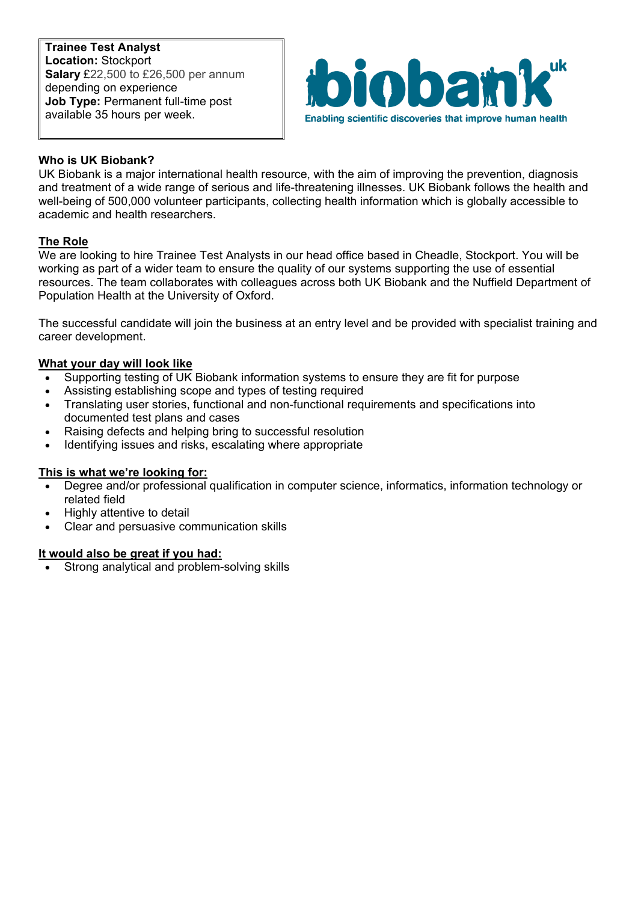**Trainee Test Analyst**
**Location:** Stockport
**Salary** £22,500 to £26,500 per annum depending on experience
**Job Type:** Permanent full-time post available 35 hours per week.

biobank uk
Enabling scientific discoveries that improve human health

**Who is UK Biobank?**

UK Biobank is a major international health resource, with the aim of improving the prevention, diagnosis and treatment of a wide range of serious and life-threatening illnesses. UK Biobank follows the health and well-being of 500,000 volunteer participants, collecting health information which is globally accessible to academic and health researchers.

## The Role

We are looking to hire Trainee Test Analysts in our head office based in Cheadle, Stockport. You will be working as part of a wider team to ensure the quality of our systems supporting the use of essential resources. The team collaborates with colleagues across both UK Biobank and the Nuffield Department of Population Health at the University of Oxford.

The successful candidate will join the business at an entry level and be provided with specialist training and career development.

## What your day will look like

- Supporting testing of UK Biobank information systems to ensure they are fit for purpose
- Assisting establishing scope and types of testing required
- Translating user stories, functional and non-functional requirements and specifications into documented test plans and cases
- Raising defects and helping bring to successful resolution
- Identifying issues and risks, escalating where appropriate

## This is what we're looking for:

- Degree and/or professional qualification in computer science, informatics, information technology or related field
- Highly attentive to detail
- Clear and persuasive communication skills

## It would also be great if you had:

- Strong analytical and problem-solving skills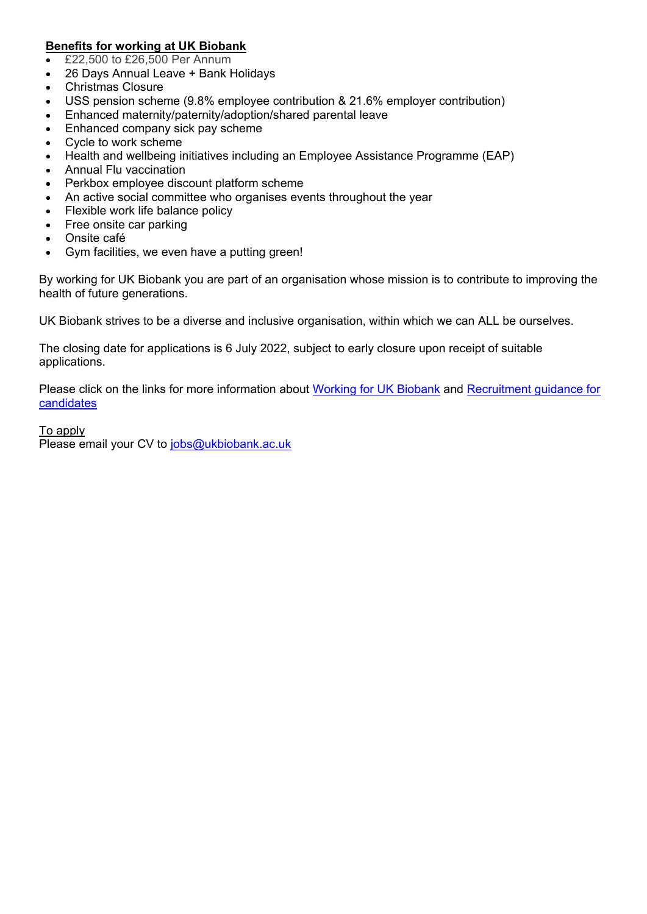**Benefits for working at UK Biobank**

- £22,500 to £26,500 Per Annum
- 26 Days Annual Leave + Bank Holidays
- Christmas Closure
- USS pension scheme (9.8% employee contribution & 21.6% employer contribution)
- Enhanced maternity/paternity/adoption/shared parental leave
- Enhanced company sick pay scheme
- Cycle to work scheme
- Health and wellbeing initiatives including an Employee Assistance Programme (EAP)
- Annual Flu vaccination
- Perkbox employee discount platform scheme
- An active social committee who organises events throughout the year
- Flexible work life balance policy
- Free onsite car parking
- Onsite café
- Gym facilities, we even have a putting green!

By working for UK Biobank you are part of an organisation whose mission is to contribute to improving the health of future generations.

UK Biobank strives to be a diverse and inclusive organisation, within which we can ALL be ourselves.

The closing date for applications is 6 July 2022, subject to early closure upon receipt of suitable applications.

Please click on the links for more information about Working for UK Biobank and Recruitment guidance for candidates

To apply

Please email your CV to jobs@ukbiobank.ac.uk